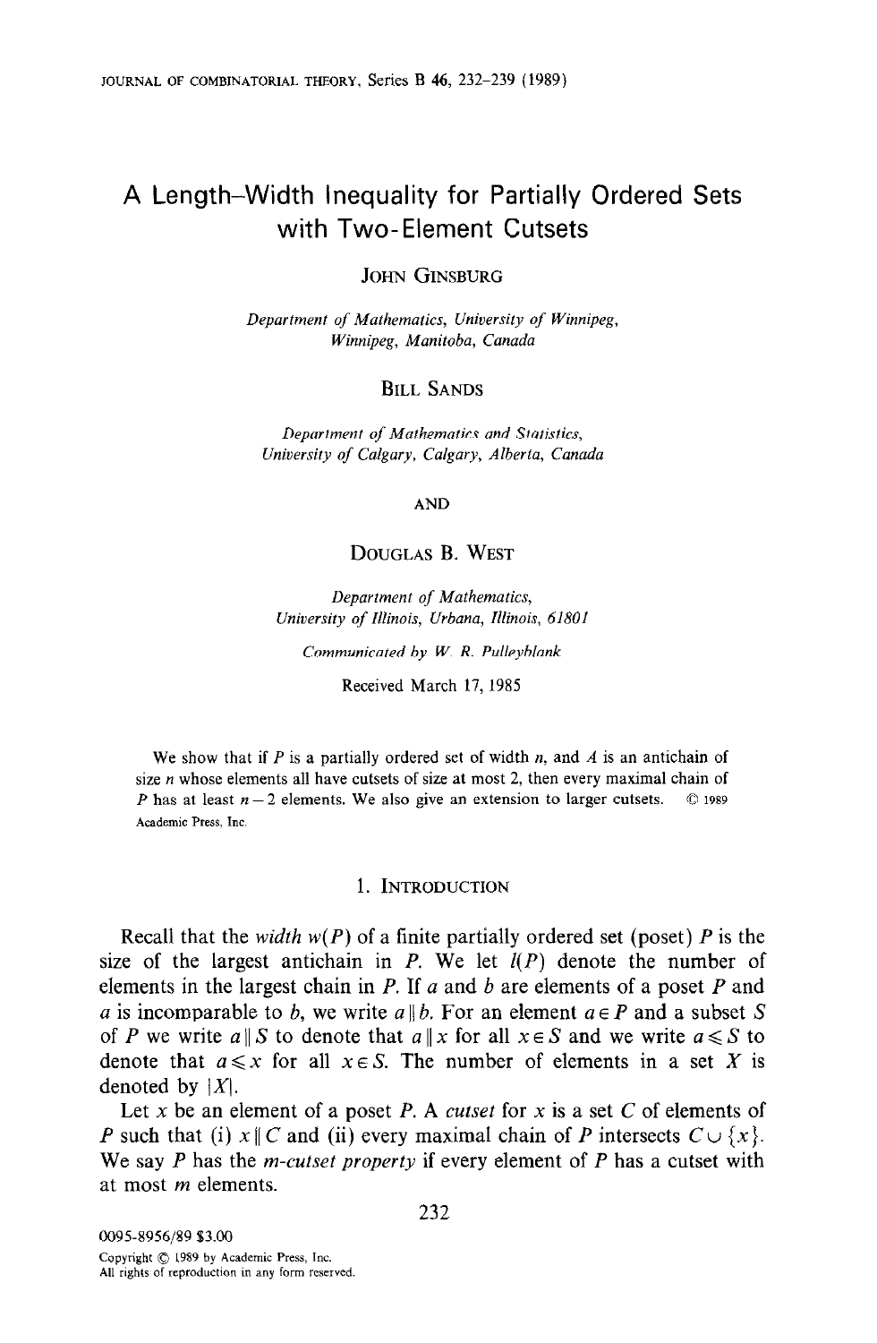# A Length–Width Inequality for Partially Ordered Sets with Two-Element Cutsets

JOHN GINSBURG

*Department of Mathematics, University of Winnipeg, Winnipeg, Manitoba, Canada*

BILL SANDS

*Department of Mathematics and Statistics, University of Calgary, Calgary, Alberta, Canada*

AND

DOUGLAS B. WEST

*Department of Mathematics, University of Illinois, Urbana, Illinois, 61801*

*Communicated by W. R. Pulleyblank*

Received March 17, 1985

We show that if $P$ is a partially ordered set of width $n$, and $A$ is an antichain of size $n$ whose elements all have cutsets of size at most 2, then every maximal chain of $P$ has at least $n-2$ elements. We also give an extension to larger cutsets. © 1989 Academic Press, Inc.

## 1. Introduction

Recall that the *width* $w(P)$ of a finite partially ordered set (poset) $P$ is the size of the largest antichain in $P$. We let $l(P)$ denote the number of elements in the largest chain in $P$. If $a$ and $b$ are elements of a poset $P$ and $a$ is incomparable to $b$, we write $a \parallel b$. For an element $a \in P$ and a subset $S$ of $P$ we write $a \parallel S$ to denote that $a \parallel x$ for all $x \in S$ and we write $a \leqslant S$ to denote that $a \leqslant x$ for all $x \in S$. The number of elements in a set $X$ is denoted by $|X|$.

Let $x$ be an element of a poset $P$. A *cutset* for $x$ is a set $C$ of elements of $P$ such that (i) $x \parallel C$ and (ii) every maximal chain of $P$ intersects $C \cup \{x\}$. We say $P$ has the *m-cutset property* if every element of $P$ has a cutset with at most $m$ elements.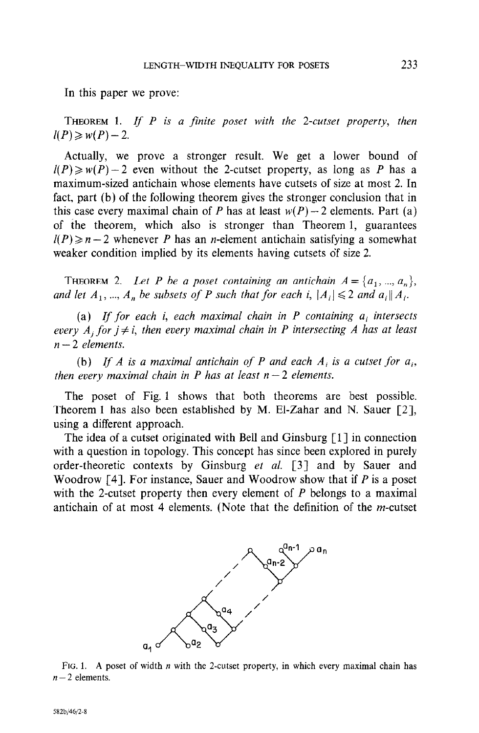In this paper we prove:

**Theorem 1.** *If $P$ is a finite poset with the 2-cutset property, then $l(P) \geqslant w(P) - 2$.*

Actually, we prove a stronger result. We get a lower bound of $l(P) \geqslant w(P) - 2$ even without the 2-cutset property, as long as $P$ has a maximum-sized antichain whose elements have cutsets of size at most 2. In fact, part (b) of the following theorem gives the stronger conclusion that in this case every maximal chain of $P$ has at least $w(P) - 2$ elements. Part (a) of the theorem, which also is stronger than Theorem 1, guarantees $l(P) \geqslant n - 2$ whenever $P$ has an $n$-element antichain satisfying a somewhat weaker condition implied by its elements having cutsets of size 2.

**Theorem 2.** *Let $P$ be a poset containing an antichain $A = \{a_1, ..., a_n\}$, and let $A_1, ..., A_n$ be subsets of $P$ such that for each $i$, $|A_i| \leqslant 2$ and $a_i \| A_i$.*

(a) *If for each $i$, each maximal chain in $P$ containing $a_i$ intersects every $A_j$ for $j \neq i$, then every maximal chain in $P$ intersecting $A$ has at least $n - 2$ elements.*

(b) *If $A$ is a maximal antichain of $P$ and each $A_i$ is a cutset for $a_i$, then every maximal chain in $P$ has at least $n - 2$ elements.*

The poset of Fig. 1 shows that both theorems are best possible. Theorem 1 has also been established by M. El-Zahar and N. Sauer [2], using a different approach.

The idea of a cutset originated with Bell and Ginsburg [1] in connection with a question in topology. This concept has since been explored in purely order-theoretic contexts by Ginsburg *et al.* [3] and by Sauer and Woodrow [4]. For instance, Sauer and Woodrow show that if $P$ is a poset with the 2-cutset property then every element of $P$ belongs to a maximal antichain of at most 4 elements. (Note that the definition of the $m$-cutset

Fig. 1. A poset of width $n$ with the 2-cutset property, in which every maximal chain has $n - 2$ elements.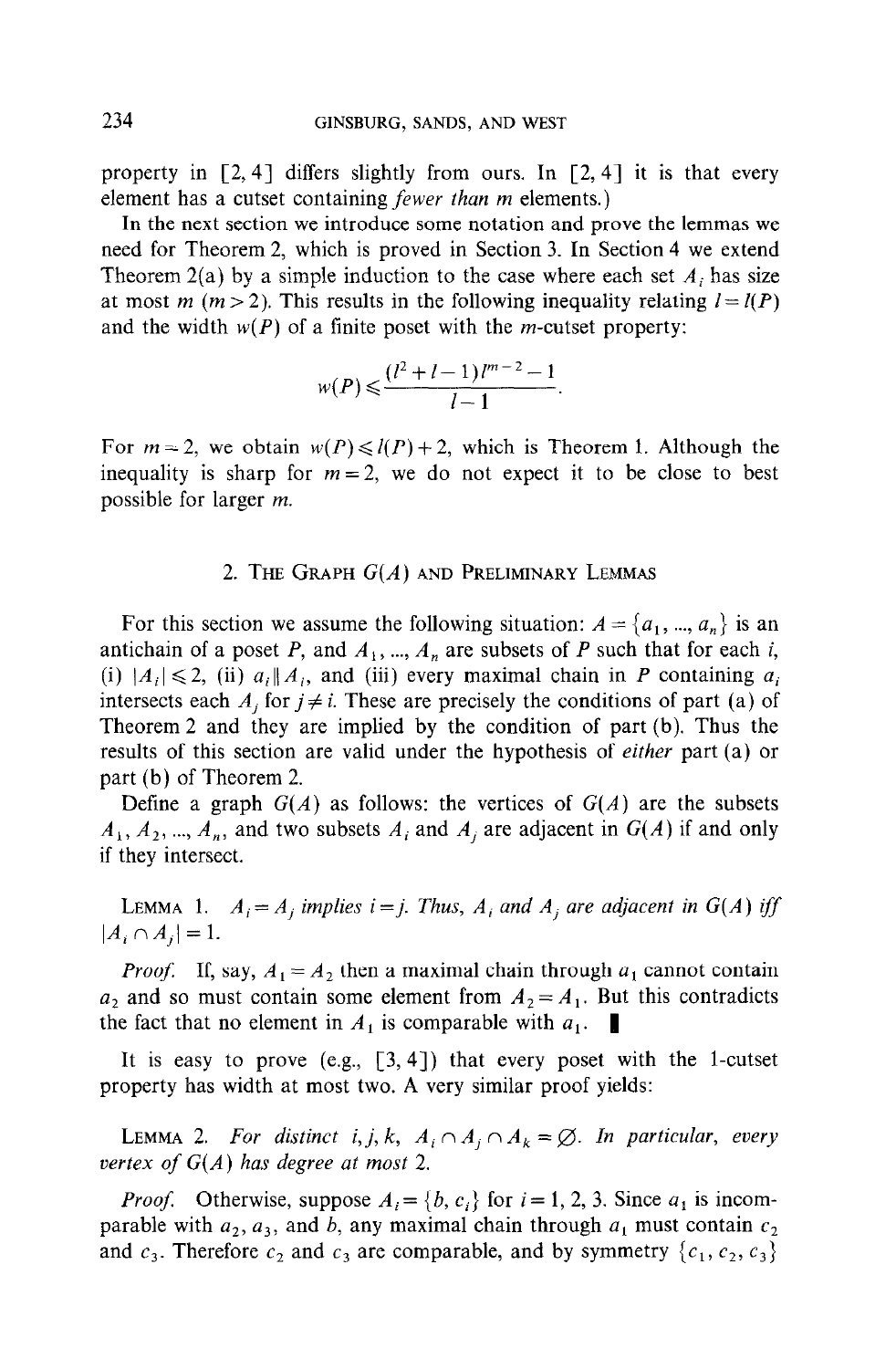property in [2, 4] differs slightly from ours. In [2, 4] it is that every element has a cutset containing *fewer than* $m$ elements.)

In the next section we introduce some notation and prove the lemmas we need for Theorem 2, which is proved in Section 3. In Section 4 we extend Theorem 2(a) by a simple induction to the case where each set $A_i$ has size at most $m$ ($m > 2$). This results in the following inequality relating $l = l(P)$ and the width $w(P)$ of a finite poset with the $m$-cutset property:

$$w(P) \leqslant \frac{(l^2 + l - 1)l^{m-2} - 1}{l - 1}.$$

For $m = 2$, we obtain $w(P) \leqslant l(P) + 2$, which is Theorem 1. Although the inequality is sharp for $m = 2$, we do not expect it to be close to best possible for larger $m$.

## 2. The Graph $G(A)$ and Preliminary Lemmas

For this section we assume the following situation: $A = \{a_1, ..., a_n\}$ is an antichain of a poset $P$, and $A_1, ..., A_n$ are subsets of $P$ such that for each $i$, (i) $|A_i| \leqslant 2$, (ii) $a_i \| A_i$, and (iii) every maximal chain in $P$ containing $a_i$ intersects each $A_j$ for $j \neq i$. These are precisely the conditions of part (a) of Theorem 2 and they are implied by the condition of part (b). Thus the results of this section are valid under the hypothesis of *either* part (a) or part (b) of Theorem 2.

Define a graph $G(A)$ as follows: the vertices of $G(A)$ are the subsets $A_1, A_2, ..., A_n$, and two subsets $A_i$ and $A_j$ are adjacent in $G(A)$ if and only if they intersect.

Lemma 1. *$A_i = A_j$ implies $i = j$. Thus, $A_i$ and $A_j$ are adjacent in $G(A)$ iff $|A_i \cap A_j| = 1$.*

*Proof.* If, say, $A_1 = A_2$ then a maximal chain through $a_1$ cannot contain $a_2$ and so must contain some element from $A_2 = A_1$. But this contradicts the fact that no element in $A_1$ is comparable with $a_1$. ∎

It is easy to prove (e.g., [3, 4]) that every poset with the 1-cutset property has width at most two. A very similar proof yields:

Lemma 2. *For distinct $i, j, k$, $A_i \cap A_j \cap A_k = \varnothing$. In particular, every vertex of $G(A)$ has degree at most 2.*

*Proof.* Otherwise, suppose $A_i = \{b, c_i\}$ for $i = 1, 2, 3$. Since $a_1$ is incomparable with $a_2, a_3$, and $b$, any maximal chain through $a_1$ must contain $c_2$ and $c_3$. Therefore $c_2$ and $c_3$ are comparable, and by symmetry $\{c_1, c_2, c_3\}$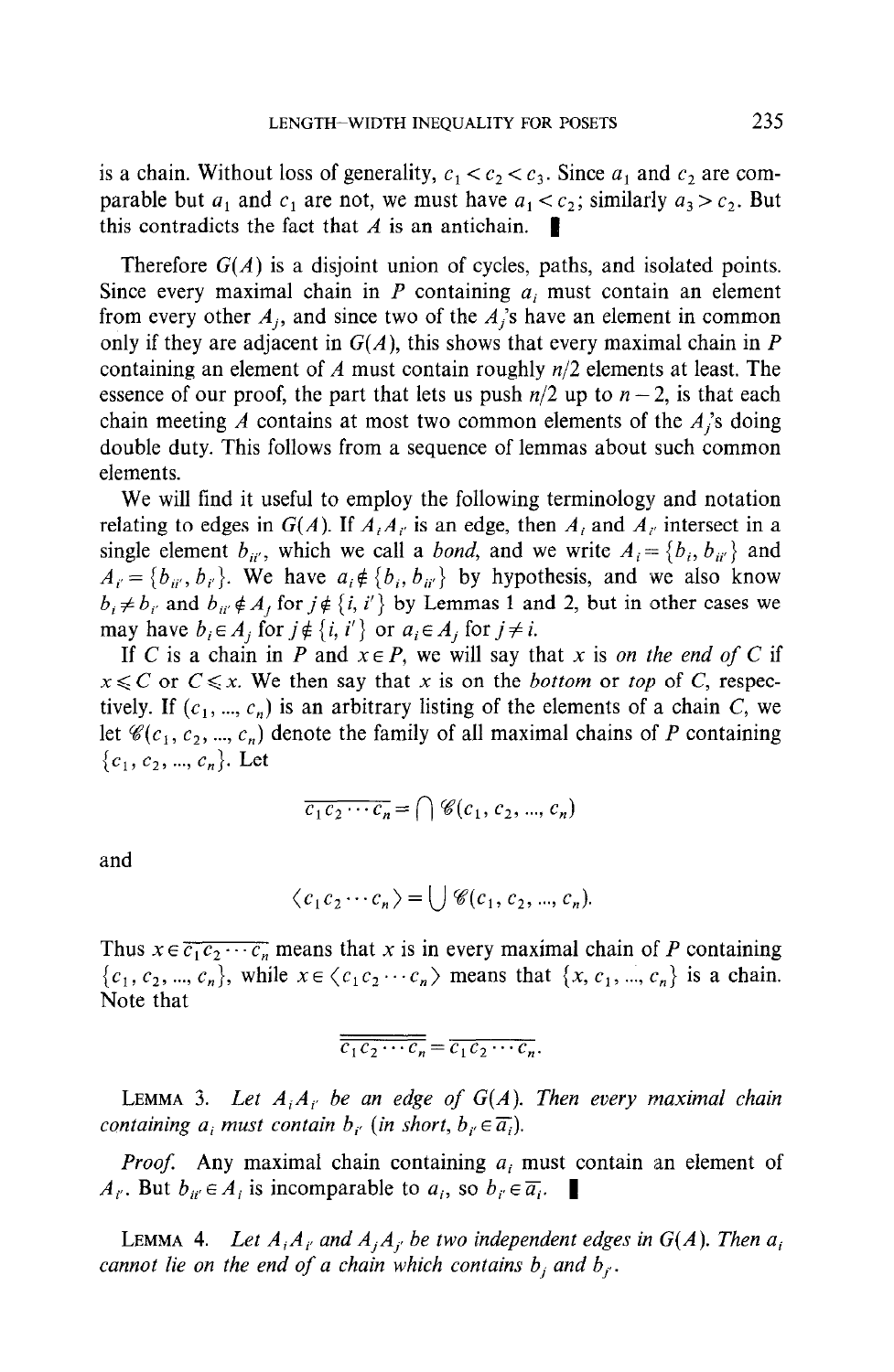is a chain. Without loss of generality, $c_1 < c_2 < c_3$. Since $a_1$ and $c_2$ are comparable but $a_1$ and $c_1$ are not, we must have $a_1 < c_2$; similarly $a_3 > c_2$. But this contradicts the fact that $A$ is an antichain. ∎

Therefore $G(A)$ is a disjoint union of cycles, paths, and isolated points. Since every maximal chain in $P$ containing $a_i$ must contain an element from every other $A_j$, and since two of the $A_j$'s have an element in common only if they are adjacent in $G(A)$, this shows that every maximal chain in $P$ containing an element of $A$ must contain roughly $n/2$ elements at least. The essence of our proof, the part that lets us push $n/2$ up to $n-2$, is that each chain meeting $A$ contains at most two common elements of the $A_j$'s doing double duty. This follows from a sequence of lemmas about such common elements.

We will find it useful to employ the following terminology and notation relating to edges in $G(A)$. If $A_iA_{i'}$ is an edge, then $A_i$ and $A_{i'}$ intersect in a single element $b_{ii'}$, which we call a *bond*, and we write $A_i = \{b_i, b_{ii'}\}$ and $A_{i'} = \{b_{ii'}, b_{i'}\}$. We have $a_i \notin \{b_i, b_{ii'}\}$ by hypothesis, and we also know $b_i \neq b_{i'}$ and $b_{ii'} \notin A_j$ for $j \notin \{i, i'\}$ by Lemmas 1 and 2, but in other cases we may have $b_i \in A_j$ for $j \notin \{i, i'\}$ or $a_i \in A_j$ for $j \neq i$.

If $C$ is a chain in $P$ and $x \in P$, we will say that $x$ is *on the end of* $C$ if $x \leqslant C$ or $C \leqslant x$. We then say that $x$ is on the *bottom* or *top* of $C$, respectively. If $(c_1, ..., c_n)$ is an arbitrary listing of the elements of a chain $C$, we let $\mathscr{C}(c_1, c_2, ..., c_n)$ denote the family of all maximal chains of $P$ containing $\{c_1, c_2, ..., c_n\}$. Let

$$\overline{c_1 c_2 \cdots c_n} = \bigcap \mathscr{C}(c_1, c_2, ..., c_n)$$

and

$$\langle c_1 c_2 \cdots c_n \rangle = \bigcup \mathscr{C}(c_1, c_2, ..., c_n).$$

Thus $x \in \overline{c_1 c_2 \cdots c_n}$ means that $x$ is in every maximal chain of $P$ containing $\{c_1, c_2, ..., c_n\}$, while $x \in \langle c_1 c_2 \cdots c_n \rangle$ means that $\{x, c_1, ..., c_n\}$ is a chain. Note that

$$\overline{\overline{c_1 c_2 \cdots c_n}} = \overline{c_1 c_2 \cdots c_n}.$$

LEMMA 3. *Let $A_iA_{i'}$ be an edge of $G(A)$. Then every maximal chain containing $a_i$ must contain $b_{i'}$ (in short, $b_{i'} \in \overline{a_i}$).*

*Proof.* Any maximal chain containing $a_i$ must contain an element of $A_{i'}$. But $b_{ii'} \in A_i$ is incomparable to $a_i$, so $b_{i'} \in \overline{a_i}$. ∎

LEMMA 4. *Let $A_iA_{i'}$ and $A_jA_{j'}$ be two independent edges in $G(A)$. Then $a_i$ cannot lie on the end of a chain which contains $b_j$ and $b_{j'}$.*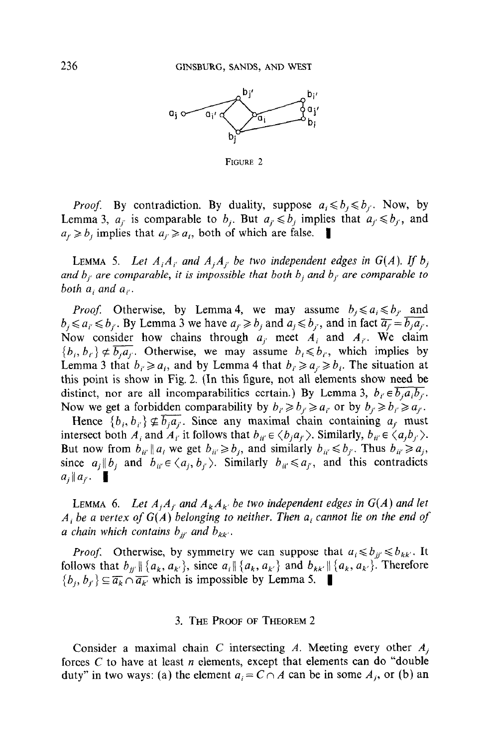FIGURE 2

*Proof.* By contradiction. By duality, suppose $a_i \leqslant b_j \leqslant b_{j'}$. Now, by Lemma 3, $a_{j'}$ is comparable to $b_j$. But $a_{j'} \leqslant b_j$ implies that $a_{j'} \leqslant b_{j'}$, and $a_{j'} \geqslant b_j$ implies that $a_{j'} \geqslant a_i$, both of which are false. ∎

LEMMA 5. *Let $A_iA_{i'}$ and $A_jA_{j'}$ be two independent edges in $G(A)$. If $b_j$ and $b_{j'}$ are comparable, it is impossible that both $b_j$ and $b_{j'}$ are comparable to both $a_i$ and $a_{i'}$.*

*Proof.* Otherwise, by Lemma 4, we may assume $b_j \leqslant a_i \leqslant b_{j'}$ and $b_j \leqslant a_{i'} \leqslant b_{j'}$. By Lemma 3 we have $a_{j'} \geqslant b_j$ and $a_j \leqslant b_{j'}$, and in fact $\overline{a_{j'}} = \overline{b_j a_{j'}}$. Now consider how chains through $a_{j'}$ meet $A_i$ and $A_{i'}$. We claim $\{b_i, b_{i'}\} \not\subseteq \overline{b_j a_{j'}}$. Otherwise, we may assume $b_i \leqslant b_{i'}$, which implies by Lemma 3 that $b_{i'} \geqslant a_i$, and by Lemma 4 that $b_{i'} \geqslant a_{j'} \geqslant b_i$. The situation at this point is show in Fig. 2. (In this figure, not all elements show need be distinct, nor are all incomparabilities certain.) By Lemma 3, $b_{i'} \in \overline{b_j a_i b_{j'}}$. Now we get a forbidden comparability by $b_{i'} \geqslant b_{j'} \geqslant a_{i'}$ or by $b_{j'} \geqslant b_{i'} \geqslant a_{j'}$.

Hence $\{b_i, b_{i'}\} \not\subseteq \overline{b_j a_{j'}}$. Since any maximal chain containing $a_{j'}$ must intersect both $A_i$ and $A_{i'}$ it follows that $b_{ii'} \in \langle b_j a_{j'} \rangle$. Similarly, $b_{ii'} \in \langle a_j b_{j'} \rangle$. But now from $b_{ii'} \| a_i$ we get $b_{ii'} \geqslant b_j$, and similarly $b_{ii'} \leqslant b_{j'}$. Thus $b_{ii'} \geqslant a_j$, since $a_j \| b_j$ and $b_{ii'} \in \langle a_j, b_{j'} \rangle$. Similarly $b_{ii'} \leqslant a_{j'}$, and this contradicts $a_j \| a_{j'}$. ∎

LEMMA 6. *Let $A_jA_{j'}$ and $A_kA_{k'}$ be two independent edges in $G(A)$ and let $A_i$ be a vertex of $G(A)$ belonging to neither. Then $a_i$ cannot lie on the end of a chain which contains $b_{jj'}$ and $b_{kk'}$.*

*Proof.* Otherwise, by symmetry we can suppose that $a_i \leqslant b_{jj'} \leqslant b_{kk'}$. It follows that $b_{jj'} \| \{a_k, a_{k'}\}$, since $a_i \| \{a_k, a_{k'}\}$ and $b_{kk'} \| \{a_k, a_{k'}\}$. Therefore $\{b_j, b_{j'}\} \subseteq \overline{a_k} \cap \overline{a_{k'}}$ which is impossible by Lemma 5. ∎

## 3. THE PROOF OF THEOREM 2

Consider a maximal chain $C$ intersecting $A$. Meeting every other $A_j$ forces $C$ to have at least $n$ elements, except that elements can do "double duty" in two ways: (a) the element $a_i = C \cap A$ can be in some $A_j$, or (b) an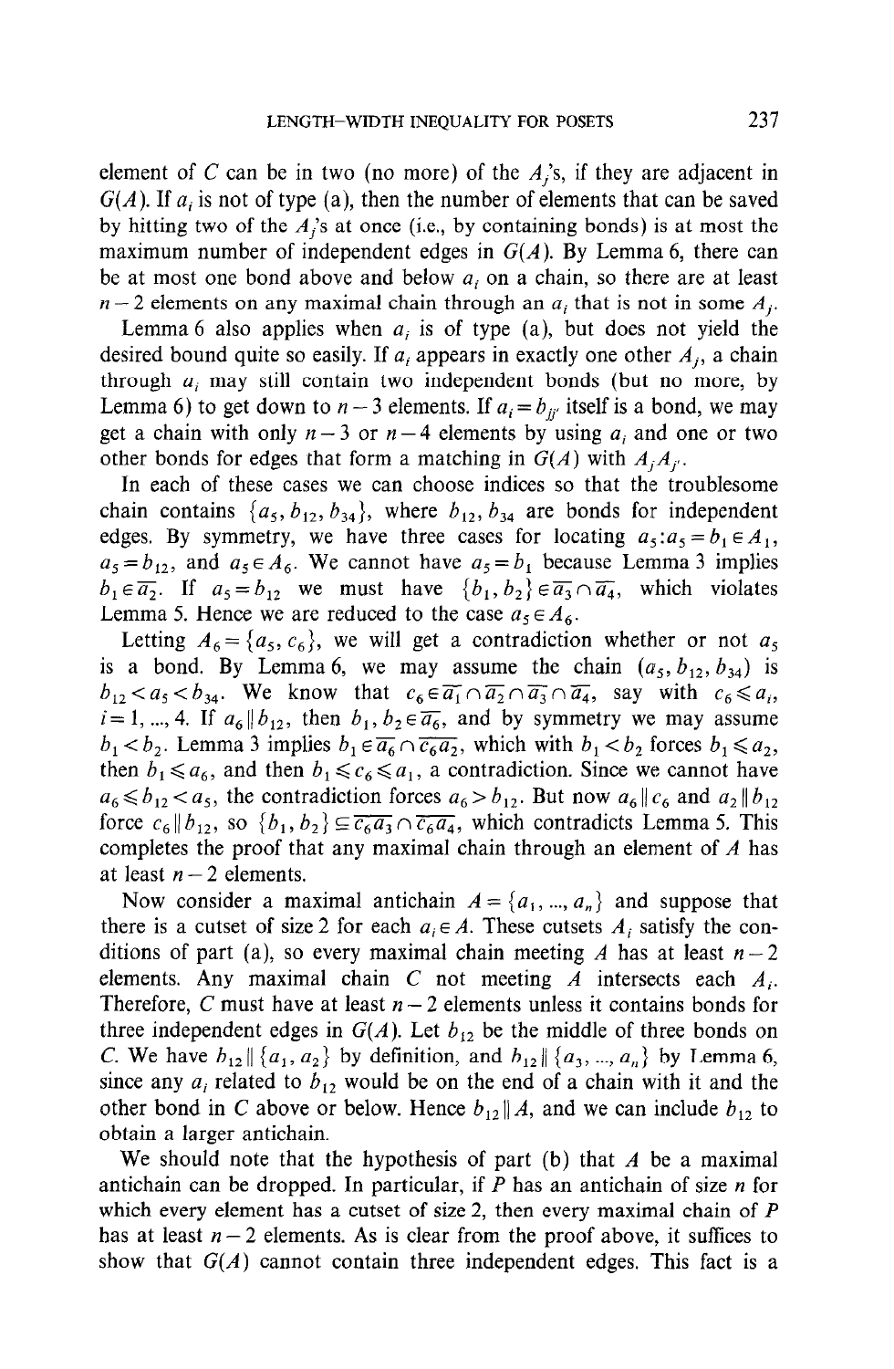element of $C$ can be in two (no more) of the $A_j$'s, if they are adjacent in $G(A)$. If $a_i$ is not of type (a), then the number of elements that can be saved by hitting two of the $A_j$'s at once (i.e., by containing bonds) is at most the maximum number of independent edges in $G(A)$. By Lemma 6, there can be at most one bond above and below $a_i$ on a chain, so there are at least $n-2$ elements on any maximal chain through an $a_i$ that is not in some $A_j$.

Lemma 6 also applies when $a_i$ is of type (a), but does not yield the desired bound quite so easily. If $a_i$ appears in exactly one other $A_j$, a chain through $a_i$ may still contain two independent bonds (but no more, by Lemma 6) to get down to $n-3$ elements. If $a_i = b_{jj'}$ itself is a bond, we may get a chain with only $n-3$ or $n-4$ elements by using $a_i$ and one or two other bonds for edges that form a matching in $G(A)$ with $A_j A_{j'}$.

In each of these cases we can choose indices so that the troublesome chain contains $\{a_5, b_{12}, b_{34}\}$, where $b_{12}, b_{34}$ are bonds for independent edges. By symmetry, we have three cases for locating $a_5$: $a_5 = b_1 \in A_1$, $a_5 = b_{12}$, and $a_5 \in A_6$. We cannot have $a_5 = b_1$ because Lemma 3 implies $b_1 \in \overline{a_2}$. If $a_5 = b_{12}$ we must have $\{b_1, b_2\} \in \overline{a_3} \cap \overline{a_4}$, which violates Lemma 5. Hence we are reduced to the case $a_5 \in A_6$.

Letting $A_6 = \{a_5, c_6\}$, we will get a contradiction whether or not $a_5$ is a bond. By Lemma 6, we may assume the chain $(a_5, b_{12}, b_{34})$ is $b_{12} < a_5 < b_{34}$. We know that $c_6 \in \overline{a_1} \cap \overline{a_2} \cap \overline{a_3} \cap \overline{a_4}$, say with $c_6 \leqslant a_i$, $i = 1, ..., 4$. If $a_6 \| b_{12}$, then $b_1, b_2 \in \overline{a_6}$, and by symmetry we may assume $b_1 < b_2$. Lemma 3 implies $b_1 \in \overline{a_6} \cap \overline{c_6 a_2}$, which with $b_1 < b_2$ forces $b_1 \leqslant a_2$, then $b_1 \leqslant a_6$, and then $b_1 \leqslant c_6 \leqslant a_1$, a contradiction. Since we cannot have $a_6 \leqslant b_{12} < a_5$, the contradiction forces $a_6 > b_{12}$. But now $a_6 \| c_6$ and $a_2 \| b_{12}$ force $c_6 \| b_{12}$, so $\{b_1, b_2\} \subseteq \overline{c_6 a_3} \cap \overline{c_6 a_4}$, which contradicts Lemma 5. This completes the proof that any maximal chain through an element of $A$ has at least $n-2$ elements.

Now consider a maximal antichain $A = \{a_1, ..., a_n\}$ and suppose that there is a cutset of size 2 for each $a_i \in A$. These cutsets $A_i$ satisfy the conditions of part (a), so every maximal chain meeting $A$ has at least $n-2$ elements. Any maximal chain $C$ not meeting $A$ intersects each $A_i$. Therefore, $C$ must have at least $n-2$ elements unless it contains bonds for three independent edges in $G(A)$. Let $b_{12}$ be the middle of three bonds on $C$. We have $b_{12} \| \{a_1, a_2\}$ by definition, and $b_{12} \| \{a_3, ..., a_n\}$ by Lemma 6, since any $a_i$ related to $b_{12}$ would be on the end of a chain with it and the other bond in $C$ above or below. Hence $b_{12} \| A$, and we can include $b_{12}$ to obtain a larger antichain.

We should note that the hypothesis of part (b) that $A$ be a maximal antichain can be dropped. In particular, if $P$ has an antichain of size $n$ for which every element has a cutset of size 2, then every maximal chain of $P$ has at least $n-2$ elements. As is clear from the proof above, it suffices to show that $G(A)$ cannot contain three independent edges. This fact is a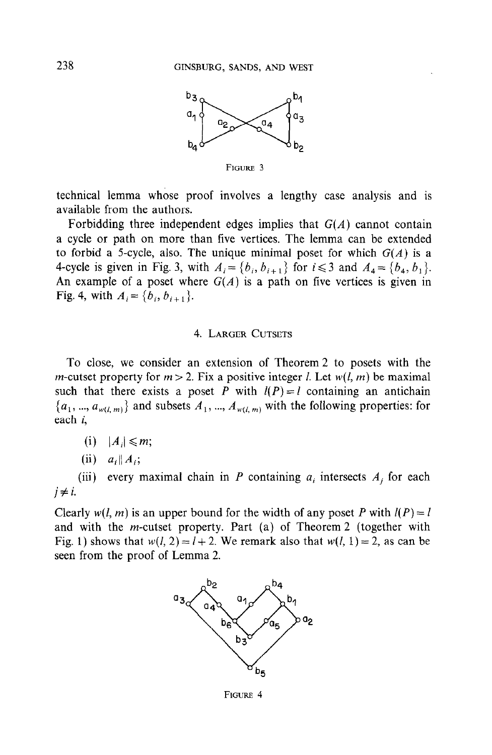FIGURE 3

technical lemma whose proof involves a lengthy case analysis and is available from the authors.

Forbidding three independent edges implies that $G(A)$ cannot contain a cycle or path on more than five vertices. The lemma can be extended to forbid a 5-cycle, also. The unique minimal poset for which $G(A)$ is a 4-cycle is given in Fig. 3, with $A_i = \{b_i, b_{i+1}\}$ for $i \leq 3$ and $A_4 = \{b_4, b_1\}$. An example of a poset where $G(A)$ is a path on five vertices is given in Fig. 4, with $A_i = \{b_i, b_{i+1}\}$.

## 4. Larger Cutsets

To close, we consider an extension of Theorem 2 to posets with the $m$-cutset property for $m > 2$. Fix a positive integer $l$. Let $w(l, m)$ be maximal such that there exists a poset $P$ with $l(P) = l$ containing an antichain $\{a_1, ..., a_{w(l,m)}\}$ and subsets $A_1, ..., A_{w(l,m)}$ with the following properties: for each $i$,

(i) $|A_i| \leq m$;

(ii) $a_i \| A_i$;

(iii) every maximal chain in $P$ containing $a_i$ intersects $A_j$ for each $j \neq i$.

Clearly $w(l, m)$ is an upper bound for the width of any poset $P$ with $l(P) = l$ and with the $m$-cutset property. Part (a) of Theorem 2 (together with Fig. 1) shows that $w(l, 2) = l + 2$. We remark also that $w(l, 1) = 2$, as can be seen from the proof of Lemma 2.

FIGURE 4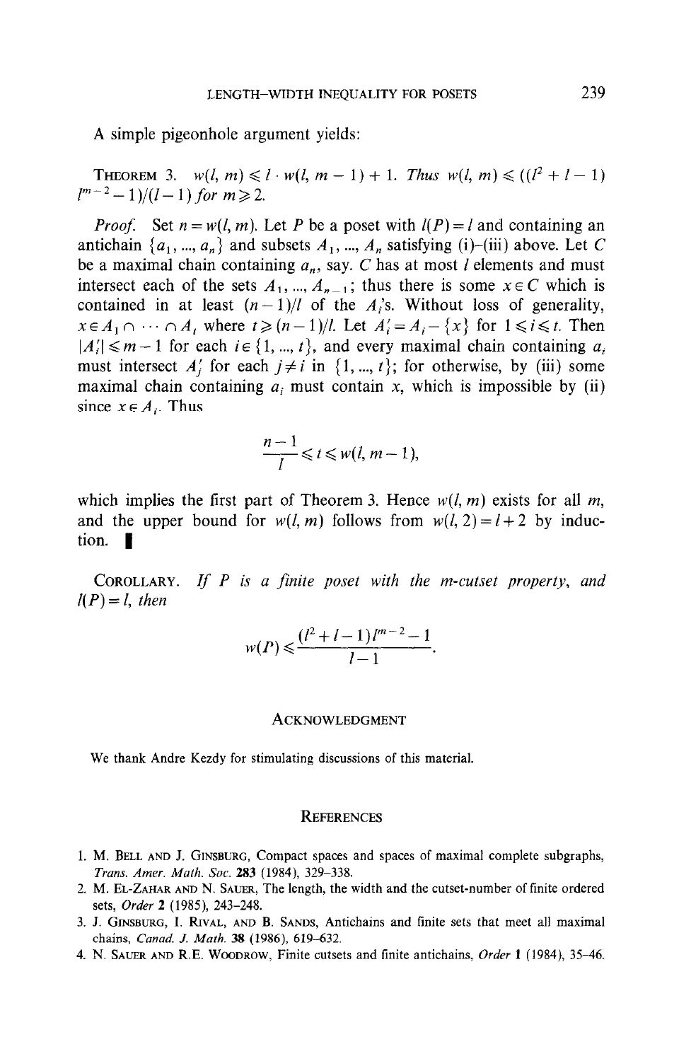A simple pigeonhole argument yields:

**Theorem 3.** *$w(l, m) \leqslant l \cdot w(l, m-1) + 1$. Thus $w(l, m) \leqslant ((l^2 + l - 1) l^{m-2} - 1)/(l-1)$ for $m \geqslant 2$.*

*Proof.* Set $n = w(l, m)$. Let $P$ be a poset with $l(P) = l$ and containing an antichain $\{a_1, ..., a_n\}$ and subsets $A_1, ..., A_n$ satisfying (i)–(iii) above. Let $C$ be a maximal chain containing $a_n$, say. $C$ has at most $l$ elements and must intersect each of the sets $A_1, ..., A_{n-1}$; thus there is some $x \in C$ which is contained in at least $(n-1)/l$ of the $A_i$'s. Without loss of generality, $x \in A_1 \cap \cdots \cap A_t$ where $t \geqslant (n-1)/l$. Let $A_i' = A_i - \{x\}$ for $1 \leqslant i \leqslant t$. Then $|A_i'| \leqslant m - 1$ for each $i \in \{1, ..., t\}$, and every maximal chain containing $a_i$ must intersect $A_j'$ for each $j \neq i$ in $\{1, ..., t\}$; for otherwise, by (iii) some maximal chain containing $a_i$ must contain $x$, which is impossible by (ii) since $x \in A_i$. Thus

$$\frac{n-1}{l} \leqslant t \leqslant w(l, m-1),$$

which implies the first part of Theorem 3. Hence $w(l, m)$ exists for all $m$, and the upper bound for $w(l, m)$ follows from $w(l, 2) = l + 2$ by induction. ∎

**Corollary.** *If $P$ is a finite poset with the $m$-cutset property, and $l(P) = l$, then*

$$w(P) \leqslant \frac{(l^2 + l - 1) l^{m-2} - 1}{l - 1}.$$

## Acknowledgment

We thank Andre Kezdy for stimulating discussions of this material.

## References

1. M. Bell and J. Ginsburg, Compact spaces and spaces of maximal complete subgraphs, *Trans. Amer. Math. Soc.* **283** (1984), 329–338.
2. M. El-Zahar and N. Sauer, The length, the width and the cutset-number of finite ordered sets, *Order* **2** (1985), 243–248.
3. J. Ginsburg, I. Rival, and B. Sands, Antichains and finite sets that meet all maximal chains, *Canad. J. Math.* **38** (1986), 619–632.
4. N. Sauer and R.E. Woodrow, Finite cutsets and finite antichains, *Order* **1** (1984), 35–46.